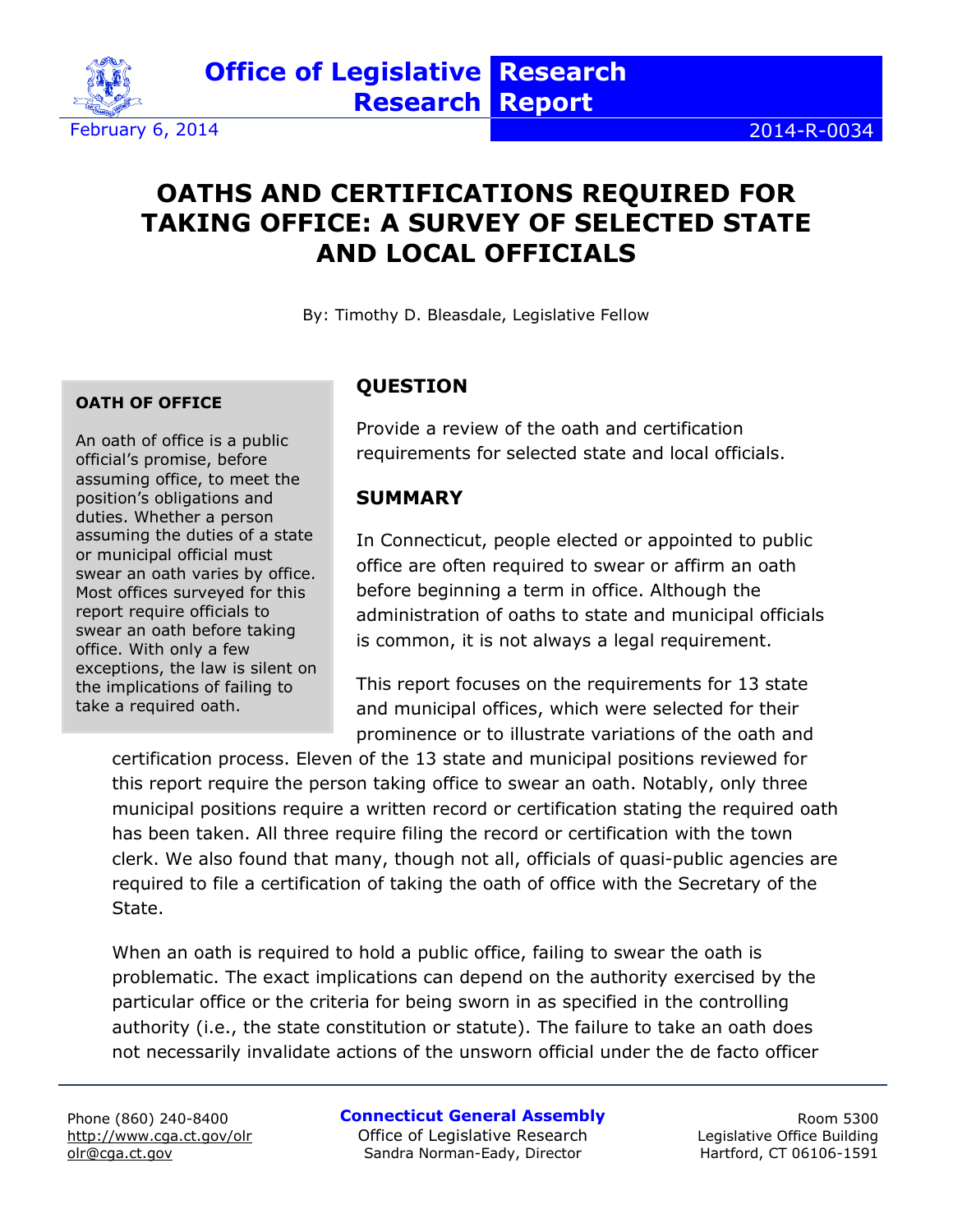Office of Legislative Research — Research Report

February 6, 2014 — 2014-R-0034

# OATHS AND CERTIFICATIONS REQUIRED FOR TAKING OFFICE: A SURVEY OF SELECTED STATE AND LOCAL OFFICIALS

By: Timothy D. Bleasdale, Legislative Fellow

> **OATH OF OFFICE**
>
> An oath of office is a public official's promise, before assuming office, to meet the position's obligations and duties. Whether a person assuming the duties of a state or municipal official must swear an oath varies by office. Most offices surveyed for this report require officials to swear an oath before taking office. With only a few exceptions, the law is silent on the implications of failing to take a required oath.

## QUESTION

Provide a review of the oath and certification requirements for selected state and local officials.

## SUMMARY

In Connecticut, people elected or appointed to public office are often required to swear or affirm an oath before beginning a term in office. Although the administration of oaths to state and municipal officials is common, it is not always a legal requirement.

This report focuses on the requirements for 13 state and municipal offices, which were selected for their prominence or to illustrate variations of the oath and certification process. Eleven of the 13 state and municipal positions reviewed for this report require the person taking office to swear an oath. Notably, only three municipal positions require a written record or certification stating the required oath has been taken. All three require filing the record or certification with the town clerk. We also found that many, though not all, officials of quasi-public agencies are required to file a certification of taking the oath of office with the Secretary of the State.

When an oath is required to hold a public office, failing to swear the oath is problematic. The exact implications can depend on the authority exercised by the particular office or the criteria for being sworn in as specified in the controlling authority (i.e., the state constitution or statute). The failure to take an oath does not necessarily invalidate actions of the unsworn official under the de facto officer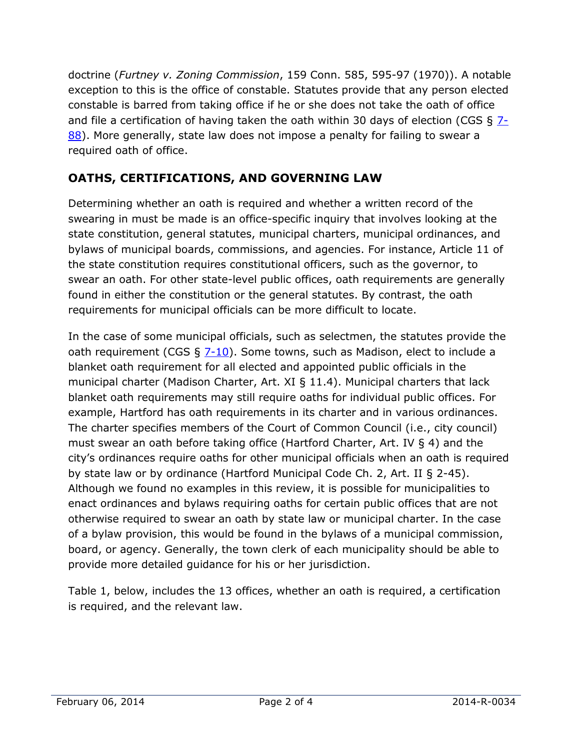doctrine (*Furtney v. Zoning Commission*, 159 Conn. 585, 595-97 (1970)). A notable exception to this is the office of constable. Statutes provide that any person elected constable is barred from taking office if he or she does not take the oath of office and file a certification of having taken the oath within 30 days of election (CGS § 7-88). More generally, state law does not impose a penalty for failing to swear a required oath of office.

## OATHS, CERTIFICATIONS, AND GOVERNING LAW

Determining whether an oath is required and whether a written record of the swearing in must be made is an office-specific inquiry that involves looking at the state constitution, general statutes, municipal charters, municipal ordinances, and bylaws of municipal boards, commissions, and agencies. For instance, Article 11 of the state constitution requires constitutional officers, such as the governor, to swear an oath. For other state-level public offices, oath requirements are generally found in either the constitution or the general statutes. By contrast, the oath requirements for municipal officials can be more difficult to locate.

In the case of some municipal officials, such as selectmen, the statutes provide the oath requirement (CGS § 7-10). Some towns, such as Madison, elect to include a blanket oath requirement for all elected and appointed public officials in the municipal charter (Madison Charter, Art. XI § 11.4). Municipal charters that lack blanket oath requirements may still require oaths for individual public offices. For example, Hartford has oath requirements in its charter and in various ordinances. The charter specifies members of the Court of Common Council (i.e., city council) must swear an oath before taking office (Hartford Charter, Art. IV § 4) and the city's ordinances require oaths for other municipal officials when an oath is required by state law or by ordinance (Hartford Municipal Code Ch. 2, Art. II § 2-45). Although we found no examples in this review, it is possible for municipalities to enact ordinances and bylaws requiring oaths for certain public offices that are not otherwise required to swear an oath by state law or municipal charter. In the case of a bylaw provision, this would be found in the bylaws of a municipal commission, board, or agency. Generally, the town clerk of each municipality should be able to provide more detailed guidance for his or her jurisdiction.

Table 1, below, includes the 13 offices, whether an oath is required, a certification is required, and the relevant law.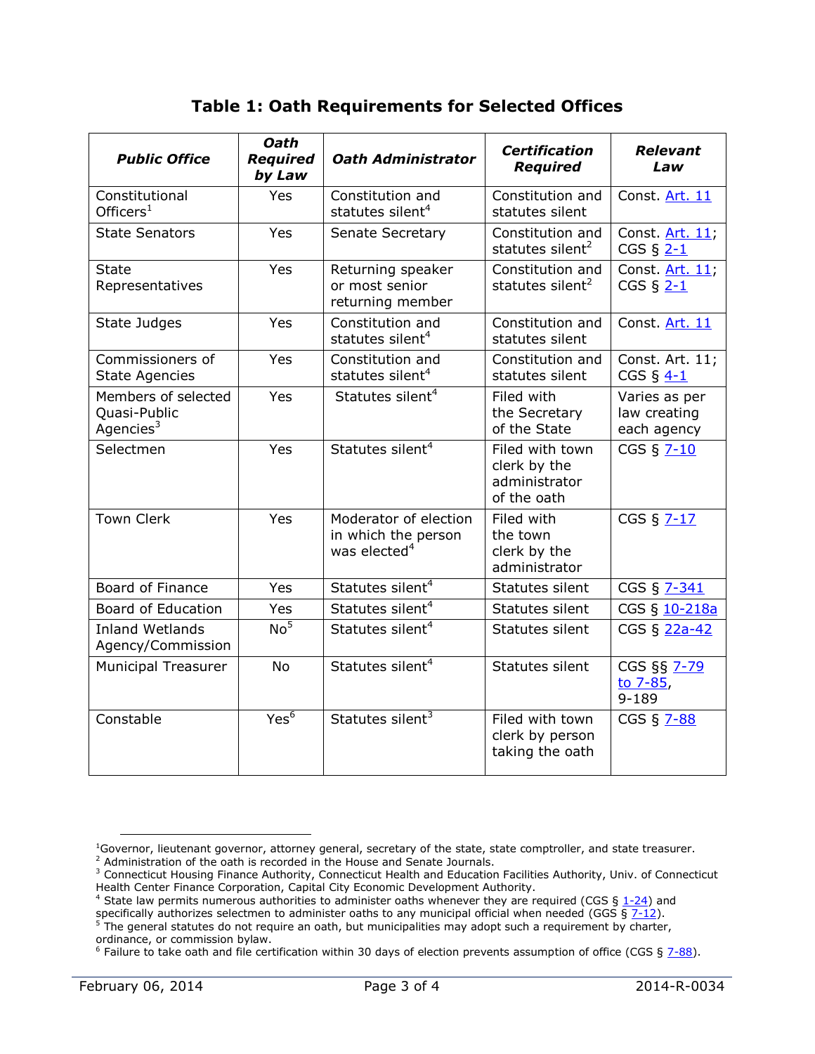## Table 1: Oath Requirements for Selected Offices

| *Public Office* | *Oath Required by Law* | *Oath Administrator* | *Certification Required* | *Relevant Law* |
|---|---|---|---|---|
| Constitutional Officers[1] | Yes | Constitution and statutes silent[4] | Constitution and statutes silent | Const. Art. 11 |
| State Senators | Yes | Senate Secretary | Constitution and statutes silent[2] | Const. Art. 11; CGS § 2-1 |
| State Representatives | Yes | Returning speaker or most senior returning member | Constitution and statutes silent[2] | Const. Art. 11; CGS § 2-1 |
| State Judges | Yes | Constitution and statutes silent[4] | Constitution and statutes silent | Const. Art. 11 |
| Commissioners of State Agencies | Yes | Constitution and statutes silent[4] | Constitution and statutes silent | Const. Art. 11; CGS § 4-1 |
| Members of selected Quasi-Public Agencies[3] | Yes | Statutes silent[4] | Filed with the Secretary of the State | Varies as per law creating each agency |
| Selectmen | Yes | Statutes silent[4] | Filed with town clerk by the administrator of the oath | CGS § 7-10 |
| Town Clerk | Yes | Moderator of election in which the person was elected[4] | Filed with the town clerk by the administrator | CGS § 7-17 |
| Board of Finance | Yes | Statutes silent[4] | Statutes silent | CGS § 7-341 |
| Board of Education | Yes | Statutes silent[4] | Statutes silent | CGS § 10-218a |
| Inland Wetlands Agency/Commission | No[5] | Statutes silent[4] | Statutes silent | CGS § 22a-42 |
| Municipal Treasurer | No | Statutes silent[4] | Statutes silent | CGS §§ 7-79 to 7-85, 9-189 |
| Constable | Yes[6] | Statutes silent[3] | Filed with town clerk by person taking the oath | CGS § 7-88 |

[1] Governor, lieutenant governor, attorney general, secretary of the state, state comptroller, and state treasurer.
[2] Administration of the oath is recorded in the House and Senate Journals.
[3] Connecticut Housing Finance Authority, Connecticut Health and Education Facilities Authority, Univ. of Connecticut Health Center Finance Corporation, Capital City Economic Development Authority.
[4] State law permits numerous authorities to administer oaths whenever they are required (CGS § 1-24) and specifically authorizes selectmen to administer oaths to any municipal official when needed (GGS § 7-12).
[5] The general statutes do not require an oath, but municipalities may adopt such a requirement by charter, ordinance, or commission bylaw.
[6] Failure to take oath and file certification within 30 days of election prevents assumption of office (CGS § 7-88).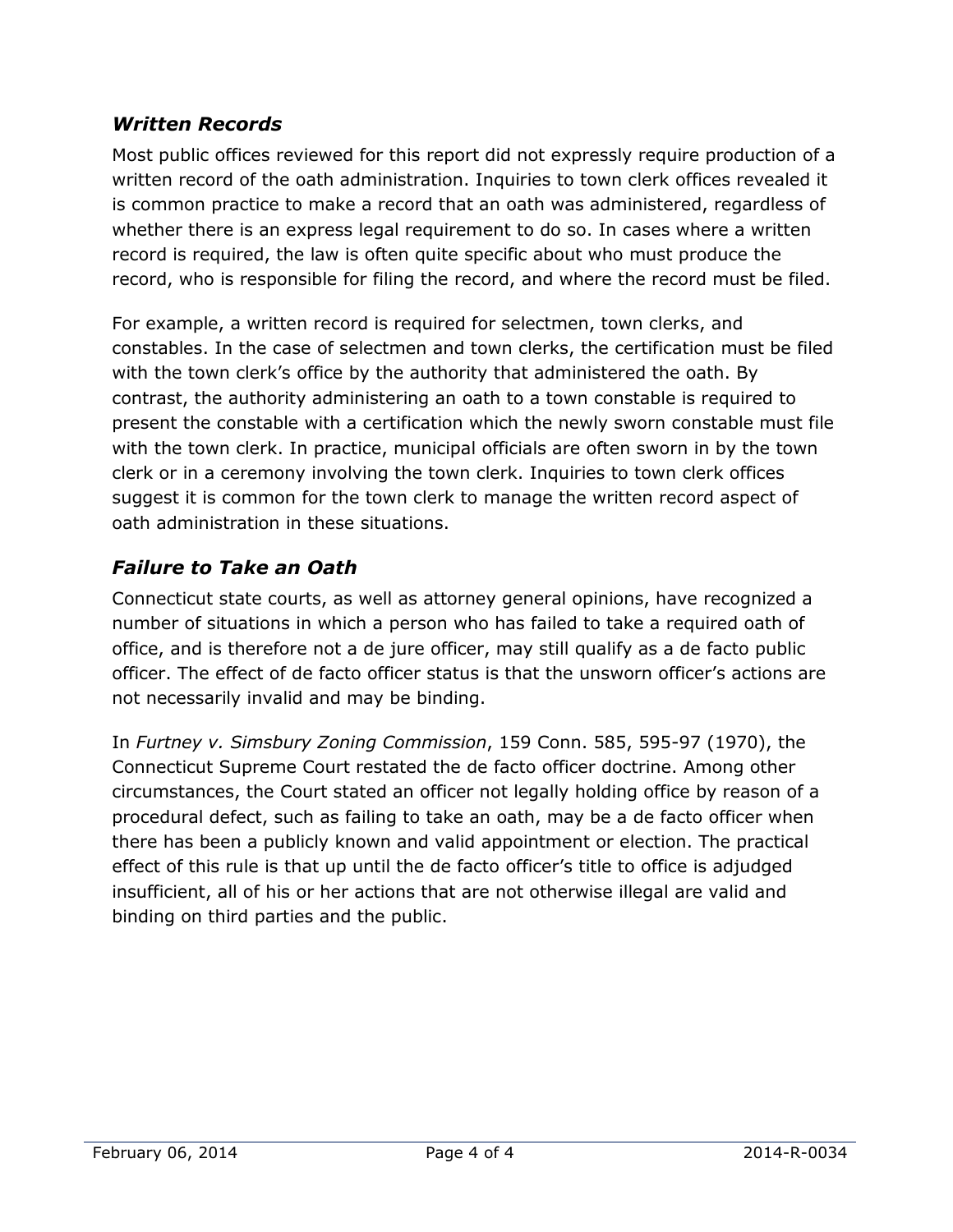### *Written Records*

Most public offices reviewed for this report did not expressly require production of a written record of the oath administration. Inquiries to town clerk offices revealed it is common practice to make a record that an oath was administered, regardless of whether there is an express legal requirement to do so. In cases where a written record is required, the law is often quite specific about who must produce the record, who is responsible for filing the record, and where the record must be filed.

For example, a written record is required for selectmen, town clerks, and constables. In the case of selectmen and town clerks, the certification must be filed with the town clerk's office by the authority that administered the oath. By contrast, the authority administering an oath to a town constable is required to present the constable with a certification which the newly sworn constable must file with the town clerk. In practice, municipal officials are often sworn in by the town clerk or in a ceremony involving the town clerk. Inquiries to town clerk offices suggest it is common for the town clerk to manage the written record aspect of oath administration in these situations.

### *Failure to Take an Oath*

Connecticut state courts, as well as attorney general opinions, have recognized a number of situations in which a person who has failed to take a required oath of office, and is therefore not a de jure officer, may still qualify as a de facto public officer. The effect of de facto officer status is that the unsworn officer's actions are not necessarily invalid and may be binding.

In *Furtney v. Simsbury Zoning Commission*, 159 Conn. 585, 595-97 (1970), the Connecticut Supreme Court restated the de facto officer doctrine. Among other circumstances, the Court stated an officer not legally holding office by reason of a procedural defect, such as failing to take an oath, may be a de facto officer when there has been a publicly known and valid appointment or election. The practical effect of this rule is that up until the de facto officer's title to office is adjudged insufficient, all of his or her actions that are not otherwise illegal are valid and binding on third parties and the public.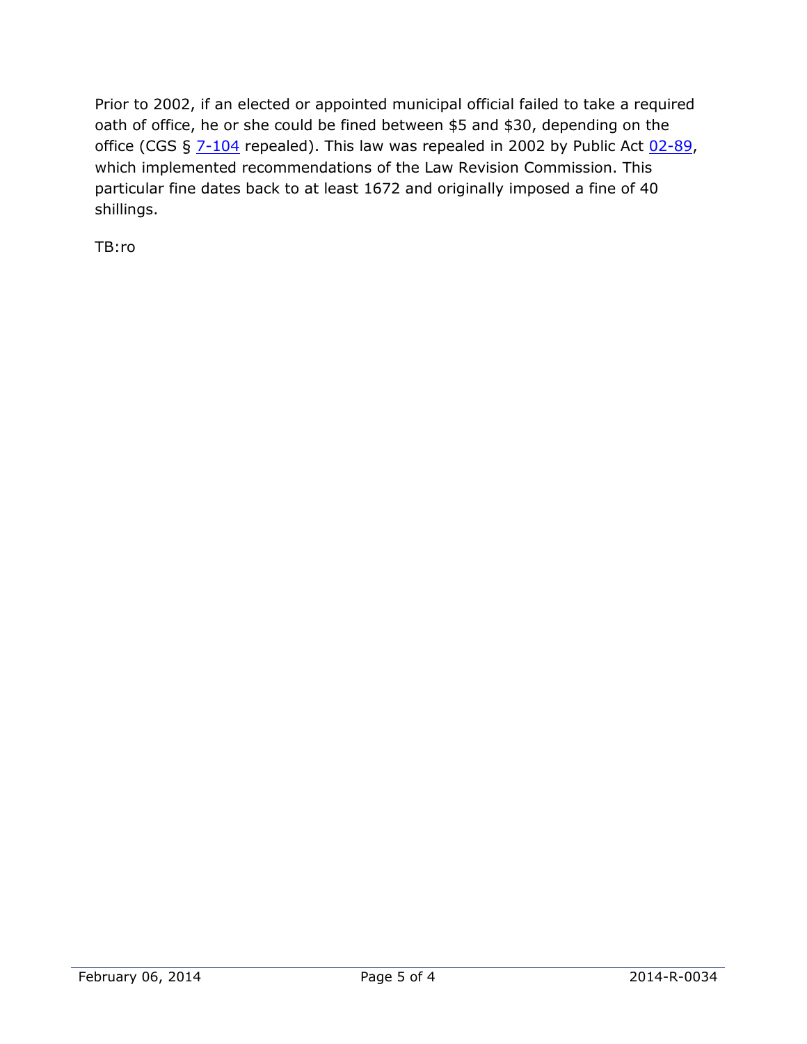Prior to 2002, if an elected or appointed municipal official failed to take a required oath of office, he or she could be fined between $5 and $30, depending on the office (CGS § 7-104 repealed). This law was repealed in 2002 by Public Act 02-89, which implemented recommendations of the Law Revision Commission. This particular fine dates back to at least 1672 and originally imposed a fine of 40 shillings.

TB:ro